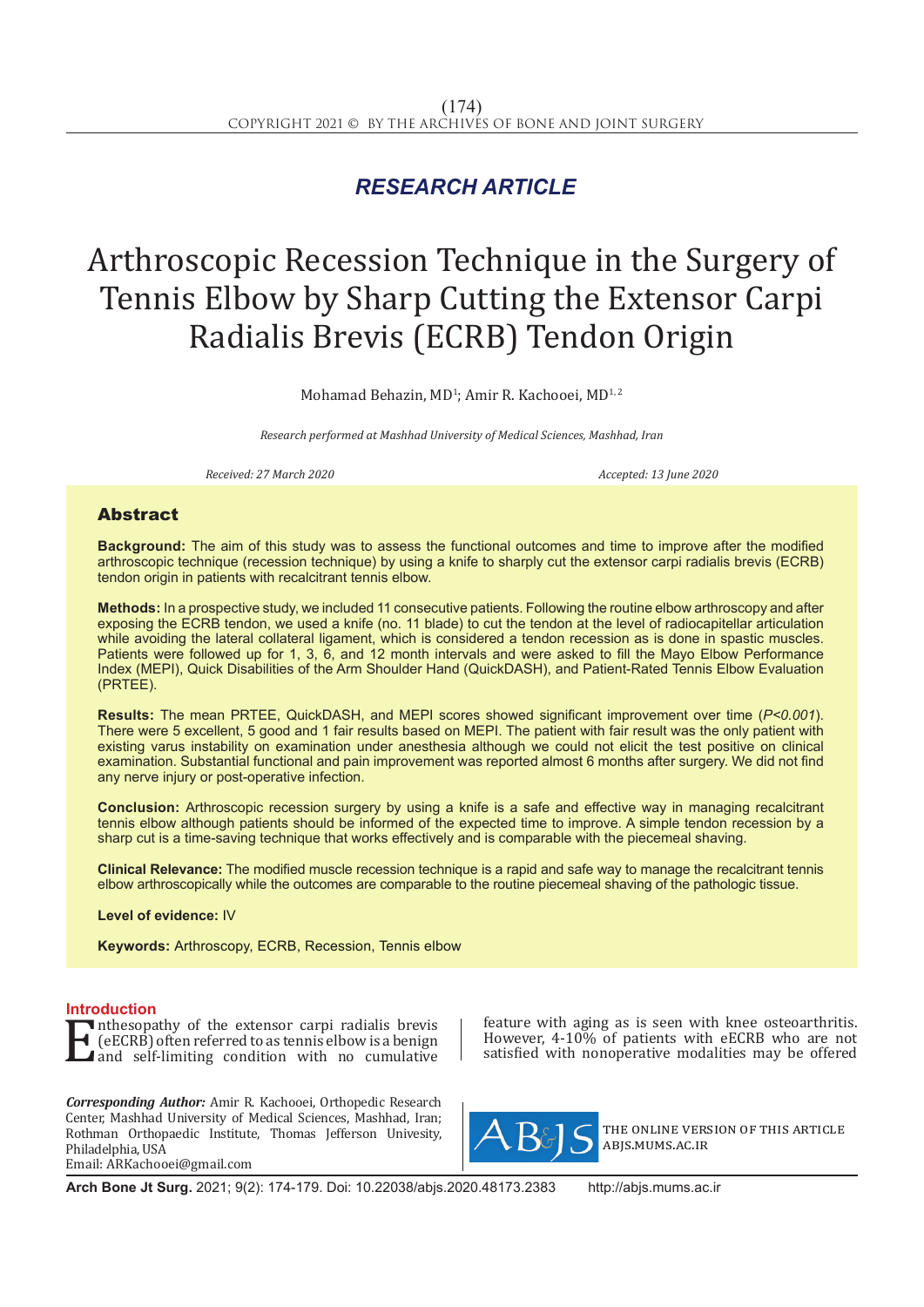## RESEARCH ARTICLE

# Arthroscopic Recession Technique in the Surgery of Tennis Elbow by Sharp Cutting the Extensor Carpi Radialis Brevis (ECRB) Tendon Origin

Mohamad Behazin, MD[1]; Amir R. Kachooei, MD[1, 2]

*Research performed at Mashhad University of Medical Sciences, Mashhad, Iran*

*Received: 27 March 2020* *Accepted: 13 June 2020*

## Abstract

**Background:** The aim of this study was to assess the functional outcomes and time to improve after the modified arthroscopic technique (recession technique) by using a knife to sharply cut the extensor carpi radialis brevis (ECRB) tendon origin in patients with recalcitrant tennis elbow.

**Methods:** In a prospective study, we included 11 consecutive patients. Following the routine elbow arthroscopy and after exposing the ECRB tendon, we used a knife (no. 11 blade) to cut the tendon at the level of radiocapitellar articulation while avoiding the lateral collateral ligament, which is considered a tendon recession as is done in spastic muscles. Patients were followed up for 1, 3, 6, and 12 month intervals and were asked to fill the Mayo Elbow Performance Index (MEPI), Quick Disabilities of the Arm Shoulder Hand (QuickDASH), and Patient-Rated Tennis Elbow Evaluation (PRTEE).

**Results:** The mean PRTEE, QuickDASH, and MEPI scores showed significant improvement over time (*P<0.001*). There were 5 excellent, 5 good and 1 fair results based on MEPI. The patient with fair result was the only patient with existing varus instability on examination under anesthesia although we could not elicit the test positive on clinical examination. Substantial functional and pain improvement was reported almost 6 months after surgery. We did not find any nerve injury or post-operative infection.

**Conclusion:** Arthroscopic recession surgery by using a knife is a safe and effective way in managing recalcitrant tennis elbow although patients should be informed of the expected time to improve. A simple tendon recession by a sharp cut is a time-saving technique that works effectively and is comparable with the piecemeal shaving.

**Clinical Relevance:** The modified muscle recession technique is a rapid and safe way to manage the recalcitrant tennis elbow arthroscopically while the outcomes are comparable to the routine piecemeal shaving of the pathologic tissue.

**Level of evidence:** IV

**Keywords:** Arthroscopy, ECRB, Recession, Tennis elbow

## Introduction

Enthesopathy of the extensor carpi radialis brevis (eECRB) often referred to as tennis elbow is a benign and self-limiting condition with no cumulative feature with aging as is seen with knee osteoarthritis. However, 4-10% of patients with eECRB who are not satisfied with nonoperative modalities may be offered

***Corresponding Author:*** Amir R. Kachooei, Orthopedic Research Center, Mashhad University of Medical Sciences, Mashhad, Iran; Rothman Orthopaedic Institute, Thomas Jefferson Univesity, Philadelphia, USA
Email: ARKachooei@gmail.com

THE ONLINE VERSION OF THIS ARTICLE ABJS.MUMS.AC.IR

**Arch Bone Jt Surg.** 2021; 9(2): 174-179. Doi: 10.22038/abjs.2020.48173.2383 http://abjs.mums.ac.ir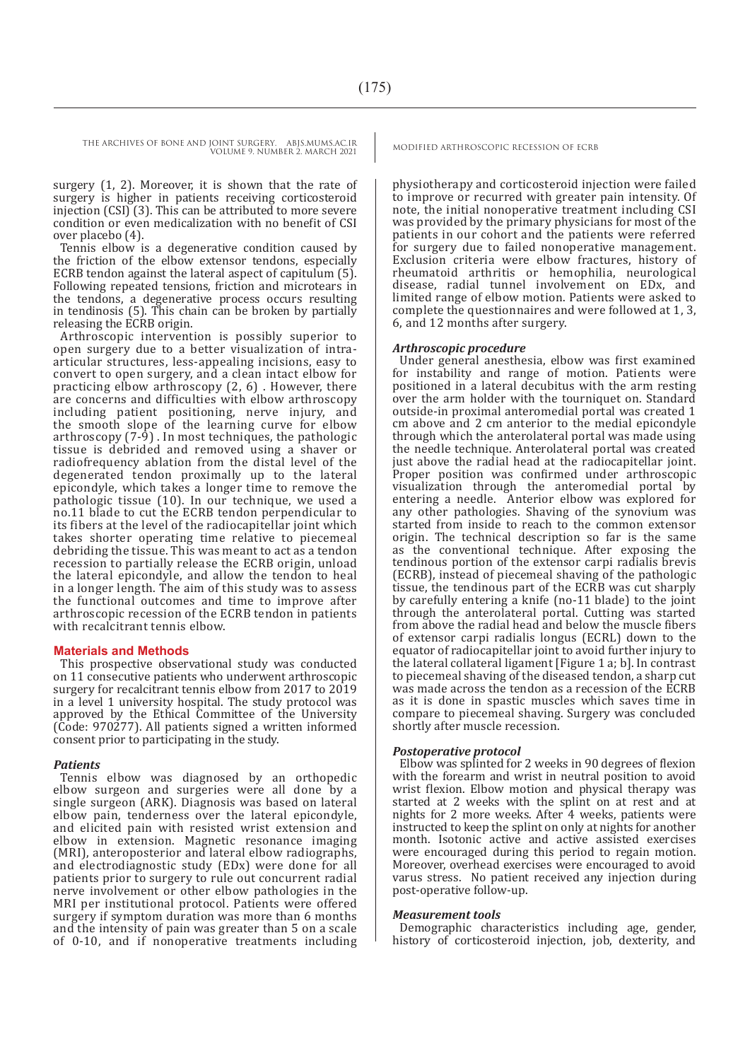surgery (1, 2). Moreover, it is shown that the rate of surgery is higher in patients receiving corticosteroid injection (CSI) (3). This can be attributed to more severe condition or even medicalization with no benefit of CSI over placebo (4).

Tennis elbow is a degenerative condition caused by the friction of the elbow extensor tendons, especially ECRB tendon against the lateral aspect of capitulum (5). Following repeated tensions, friction and microtears in the tendons, a degenerative process occurs resulting in tendinosis (5). This chain can be broken by partially releasing the ECRB origin.

Arthroscopic intervention is possibly superior to open surgery due to a better visualization of intra-articular structures, less-appealing incisions, easy to convert to open surgery, and a clean intact elbow for practicing elbow arthroscopy (2, 6) . However, there are concerns and difficulties with elbow arthroscopy including patient positioning, nerve injury, and the smooth slope of the learning curve for elbow arthroscopy (7-9) . In most techniques, the pathologic tissue is debrided and removed using a shaver or radiofrequency ablation from the distal level of the degenerated tendon proximally up to the lateral epicondyle, which takes a longer time to remove the pathologic tissue (10). In our technique, we used a no.11 blade to cut the ECRB tendon perpendicular to its fibers at the level of the radiocapitellar joint which takes shorter operating time relative to piecemeal debriding the tissue. This was meant to act as a tendon recession to partially release the ECRB origin, unload the lateral epicondyle, and allow the tendon to heal in a longer length. The aim of this study was to assess the functional outcomes and time to improve after arthroscopic recession of the ECRB tendon in patients with recalcitrant tennis elbow.

## Materials and Methods

This prospective observational study was conducted on 11 consecutive patients who underwent arthroscopic surgery for recalcitrant tennis elbow from 2017 to 2019 in a level 1 university hospital. The study protocol was approved by the Ethical Committee of the University (Code: 970277). All patients signed a written informed consent prior to participating in the study.

### *Patients*

Tennis elbow was diagnosed by an orthopedic elbow surgeon and surgeries were all done by a single surgeon (ARK). Diagnosis was based on lateral elbow pain, tenderness over the lateral epicondyle, and elicited pain with resisted wrist extension and elbow in extension. Magnetic resonance imaging (MRI), anteroposterior and lateral elbow radiographs, and electrodiagnostic study (EDx) were done for all patients prior to surgery to rule out concurrent radial nerve involvement or other elbow pathologies in the MRI per institutional protocol. Patients were offered surgery if symptom duration was more than 6 months and the intensity of pain was greater than 5 on a scale of 0-10, and if nonoperative treatments including physiotherapy and corticosteroid injection were failed to improve or recurred with greater pain intensity. Of note, the initial nonoperative treatment including CSI was provided by the primary physicians for most of the patients in our cohort and the patients were referred for surgery due to failed nonoperative management. Exclusion criteria were elbow fractures, history of rheumatoid arthritis or hemophilia, neurological disease, radial tunnel involvement on EDx, and limited range of elbow motion. Patients were asked to complete the questionnaires and were followed at 1, 3, 6, and 12 months after surgery.

### *Arthroscopic procedure*

Under general anesthesia, elbow was first examined for instability and range of motion. Patients were positioned in a lateral decubitus with the arm resting over the arm holder with the tourniquet on. Standard outside-in proximal anteromedial portal was created 1 cm above and 2 cm anterior to the medial epicondyle through which the anterolateral portal was made using the needle technique. Anterolateral portal was created just above the radial head at the radiocapitellar joint. Proper position was confirmed under arthroscopic visualization through the anteromedial portal by entering a needle. Anterior elbow was explored for any other pathologies. Shaving of the synovium was started from inside to reach to the common extensor origin. The technical description so far is the same as the conventional technique. After exposing the tendinous portion of the extensor carpi radialis brevis (ECRB), instead of piecemeal shaving of the pathologic tissue, the tendinous part of the ECRB was cut sharply by carefully entering a knife (no-11 blade) to the joint through the anterolateral portal. Cutting was started from above the radial head and below the muscle fibers of extensor carpi radialis longus (ECRL) down to the equator of radiocapitellar joint to avoid further injury to the lateral collateral ligament [Figure 1 a; b]. In contrast to piecemeal shaving of the diseased tendon, a sharp cut was made across the tendon as a recession of the ECRB as it is done in spastic muscles which saves time in compare to piecemeal shaving. Surgery was concluded shortly after muscle recession.

### *Postoperative protocol*

Elbow was splinted for 2 weeks in 90 degrees of flexion with the forearm and wrist in neutral position to avoid wrist flexion. Elbow motion and physical therapy was started at 2 weeks with the splint on at rest and at nights for 2 more weeks. After 4 weeks, patients were instructed to keep the splint on only at nights for another month. Isotonic active and active assisted exercises were encouraged during this period to regain motion. Moreover, overhead exercises were encouraged to avoid varus stress. No patient received any injection during post-operative follow-up.

### *Measurement tools*

Demographic characteristics including age, gender, history of corticosteroid injection, job, dexterity, and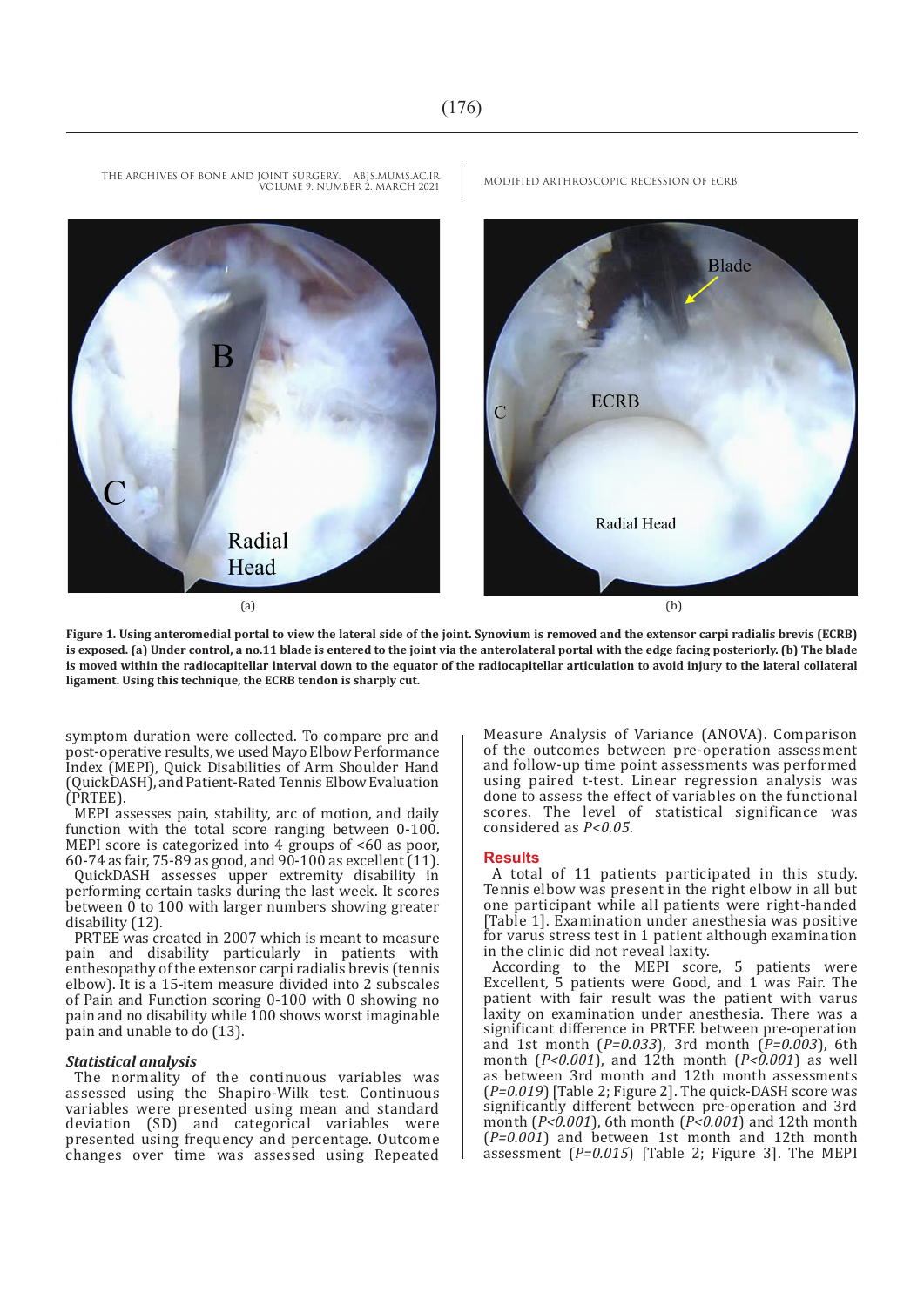Figure 1. Using anteromedial portal to view the lateral side of the joint. Synovium is removed and the extensor carpi radialis brevis (ECRB) is exposed. (a) Under control, a no.11 blade is entered to the joint via the anterolateral portal with the edge facing posteriorly. (b) The blade is moved within the radiocapitellar interval down to the equator of the radiocapitellar articulation to avoid injury to the lateral collateral ligament. Using this technique, the ECRB tendon is sharply cut.

symptom duration were collected. To compare pre and post-operative results, we used Mayo Elbow Performance Index (MEPI), Quick Disabilities of Arm Shoulder Hand (QuickDASH), and Patient-Rated Tennis Elbow Evaluation (PRTEE).

MEPI assesses pain, stability, arc of motion, and daily function with the total score ranging between 0-100. MEPI score is categorized into 4 groups of <60 as poor, 60-74 as fair, 75-89 as good, and 90-100 as excellent (11).

QuickDASH assesses upper extremity disability in performing certain tasks during the last week. It scores between 0 to 100 with larger numbers showing greater disability (12).

PRTEE was created in 2007 which is meant to measure pain and disability particularly in patients with enthesopathy of the extensor carpi radialis brevis (tennis elbow). It is a 15-item measure divided into 2 subscales of Pain and Function scoring 0-100 with 0 showing no pain and no disability while 100 shows worst imaginable pain and unable to do (13).

### *Statistical analysis*

The normality of the continuous variables was assessed using the Shapiro-Wilk test. Continuous variables were presented using mean and standard deviation (SD) and categorical variables were presented using frequency and percentage. Outcome changes over time was assessed using Repeated Measure Analysis of Variance (ANOVA). Comparison of the outcomes between pre-operation assessment and follow-up time point assessments was performed using paired t-test. Linear regression analysis was done to assess the effect of variables on the functional scores. The level of statistical significance was considered as $P<0.05$.

## Results

A total of 11 patients participated in this study. Tennis elbow was present in the right elbow in all but one participant while all patients were right-handed [Table 1]. Examination under anesthesia was positive for varus stress test in 1 patient although examination in the clinic did not reveal laxity.

According to the MEPI score, 5 patients were Excellent, 5 patients were Good, and 1 was Fair. The patient with fair result was the patient with varus laxity on examination under anesthesia. There was a significant difference in PRTEE between pre-operation and 1st month ($P=0.033$), 3rd month ($P=0.003$), 6th month ($P<0.001$), and 12th month ($P<0.001$) as well as between 3rd month and 12th month assessments ($P=0.019$) [Table 2; Figure 2]. The quick-DASH score was significantly different between pre-operation and 3rd month ($P<0.001$), 6th month ($P<0.001$) and 12th month ($P=0.001$) and between 1st month and 12th month assessment ($P=0.015$) [Table 2; Figure 3]. The MEPI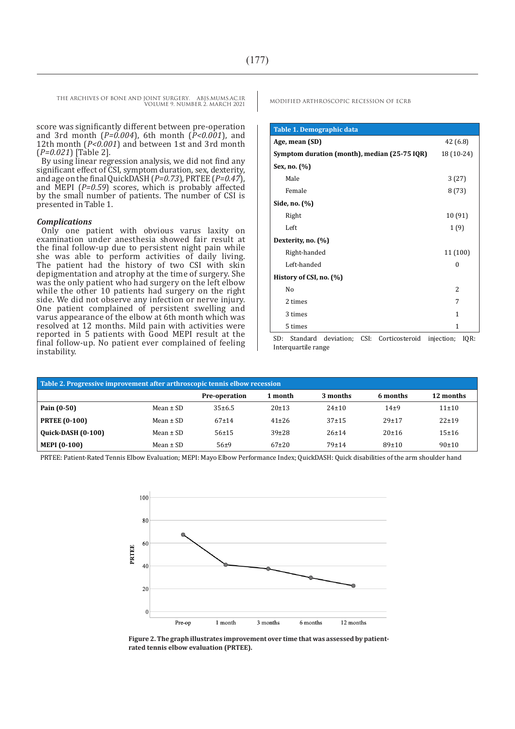score was significantly different between pre-operation and 3rd month (*P=0.004*), 6th month (*P<0.001*), and 12th month (*P<0.001*) and between 1st and 3rd month (*P=0.021*) [Table 2].

By using linear regression analysis, we did not find any significant effect of CSI, symptom duration, sex, dexterity, and age on the final QuickDASH (*P=0.73*), PRTEE (*P=0.47*), and MEPI (*P=0.59*) scores, which is probably affected by the small number of patients. The number of CSI is presented in Table 1.

### *Complications*

Only one patient with obvious varus laxity on examination under anesthesia showed fair result at the final follow-up due to persistent night pain while she was able to perform activities of daily living. The patient had the history of two CSI with skin depigmentation and atrophy at the time of surgery. She was the only patient who had surgery on the left elbow while the other 10 patients had surgery on the right side. We did not observe any infection or nerve injury. One patient complained of persistent swelling and varus appearance of the elbow at 6th month which was resolved at 12 months. Mild pain with activities were reported in 5 patients with Good MEPI result at the final follow-up. No patient ever complained of feeling instability.

**Table 1. Demographic data**

| | |
|---|---|
| **Age, mean (SD)** | 42 (6.8) |
| **Symptom duration (month), median (25-75 IQR)** | 18 (10-24) |
| **Sex, no. (%)** | |
| Male | 3 (27) |
| Female | 8 (73) |
| **Side, no. (%)** | |
| Right | 10 (91) |
| Left | 1 (9) |
| **Dexterity, no. (%)** | |
| Right-handed | 11 (100) |
| Left-handed | 0 |
| **History of CSI, no. (%)** | |
| No | 2 |
| 2 times | 7 |
| 3 times | 1 |
| 5 times | 1 |

SD: Standard deviation; CSI: Corticosteroid injection; IQR: Interquartile range

**Table 2. Progressive improvement after arthroscopic tennis elbow recession**

| | | Pre-operation | 1 month | 3 months | 6 months | 12 months |
|---|---|---|---|---|---|---|
| **Pain (0-50)** | Mean ± SD | 35±6.5 | 20±13 | 24±10 | 14±9 | 11±10 |
| **PRTEE (0-100)** | Mean ± SD | 67±14 | 41±26 | 37±15 | 29±17 | 22±19 |
| **Quick-DASH (0-100)** | Mean ± SD | 56±15 | 39±28 | 26±14 | 20±16 | 15±16 |
| **MEPI (0-100)** | Mean ± SD | 56±9 | 67±20 | 79±14 | 89±10 | 90±10 |

PRTEE: Patient-Rated Tennis Elbow Evaluation; MEPI: Mayo Elbow Performance Index; QuickDASH: Quick disabilities of the arm shoulder hand

**Figure 2. The graph illustrates improvement over time that was assessed by patient-rated tennis elbow evaluation (PRTEE).**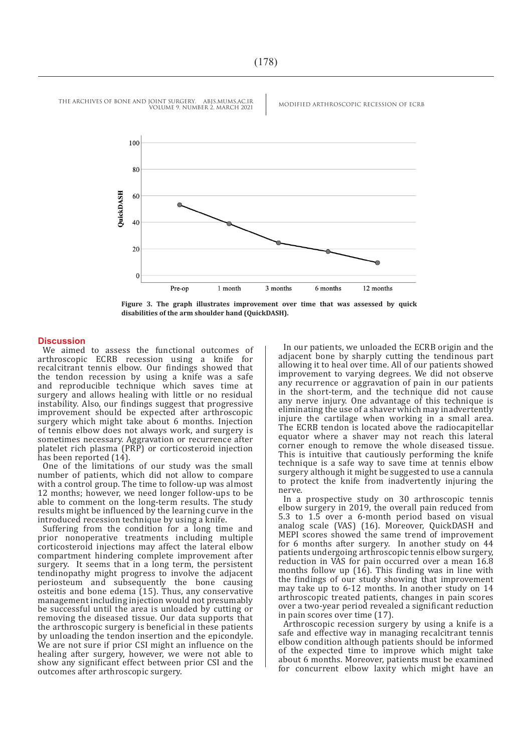Figure 3. The graph illustrates improvement over time that was assessed by quick disabilities of the arm shoulder hand (QuickDASH).

## Discussion

We aimed to assess the functional outcomes of arthroscopic ECRB recession using a knife for recalcitrant tennis elbow. Our findings showed that the tendon recession by using a knife was a safe and reproducible technique which saves time at surgery and allows healing with little or no residual instability. Also, our findings suggest that progressive improvement should be expected after arthroscopic surgery which might take about 6 months. Injection of tennis elbow does not always work, and surgery is sometimes necessary. Aggravation or recurrence after platelet rich plasma (PRP) or corticosteroid injection has been reported (14).

One of the limitations of our study was the small number of patients, which did not allow to compare with a control group. The time to follow-up was almost 12 months; however, we need longer follow-ups to be able to comment on the long-term results. The study results might be influenced by the learning curve in the introduced recession technique by using a knife.

Suffering from the condition for a long time and prior nonoperative treatments including multiple corticosteroid injections may affect the lateral elbow compartment hindering complete improvement after surgery. It seems that in a long term, the persistent tendinopathy might progress to involve the adjacent periosteum and subsequently the bone causing osteitis and bone edema (15). Thus, any conservative management including injection would not presumably be successful until the area is unloaded by cutting or removing the diseased tissue. Our data supports that the arthroscopic surgery is beneficial in these patients by unloading the tendon insertion and the epicondyle. We are not sure if prior CSI might an influence on the healing after surgery, however, we were not able to show any significant effect between prior CSI and the outcomes after arthroscopic surgery.

In our patients, we unloaded the ECRB origin and the adjacent bone by sharply cutting the tendinous part allowing it to heal over time. All of our patients showed improvement to varying degrees. We did not observe any recurrence or aggravation of pain in our patients in the short-term, and the technique did not cause any nerve injury. One advantage of this technique is eliminating the use of a shaver which may inadvertently injure the cartilage when working in a small area. The ECRB tendon is located above the radiocapitellar equator where a shaver may not reach this lateral corner enough to remove the whole diseased tissue. This is intuitive that cautiously performing the knife technique is a safe way to save time at tennis elbow surgery although it might be suggested to use a cannula to protect the knife from inadvertently injuring the nerve.

In a prospective study on 30 arthroscopic tennis elbow surgery in 2019, the overall pain reduced from 5.3 to 1.5 over a 6-month period based on visual analog scale (VAS) (16). Moreover, QuickDASH and MEPI scores showed the same trend of improvement for 6 months after surgery. In another study on 44 patients undergoing arthroscopic tennis elbow surgery, reduction in VAS for pain occurred over a mean 16.8 months follow up (16). This finding was in line with the findings of our study showing that improvement may take up to 6-12 months. In another study on 14 arthroscopic treated patients, changes in pain scores over a two-year period revealed a significant reduction in pain scores over time (17).

Arthroscopic recession surgery by using a knife is a safe and effective way in managing recalcitrant tennis elbow condition although patients should be informed of the expected time to improve which might take about 6 months. Moreover, patients must be examined for concurrent elbow laxity which might have an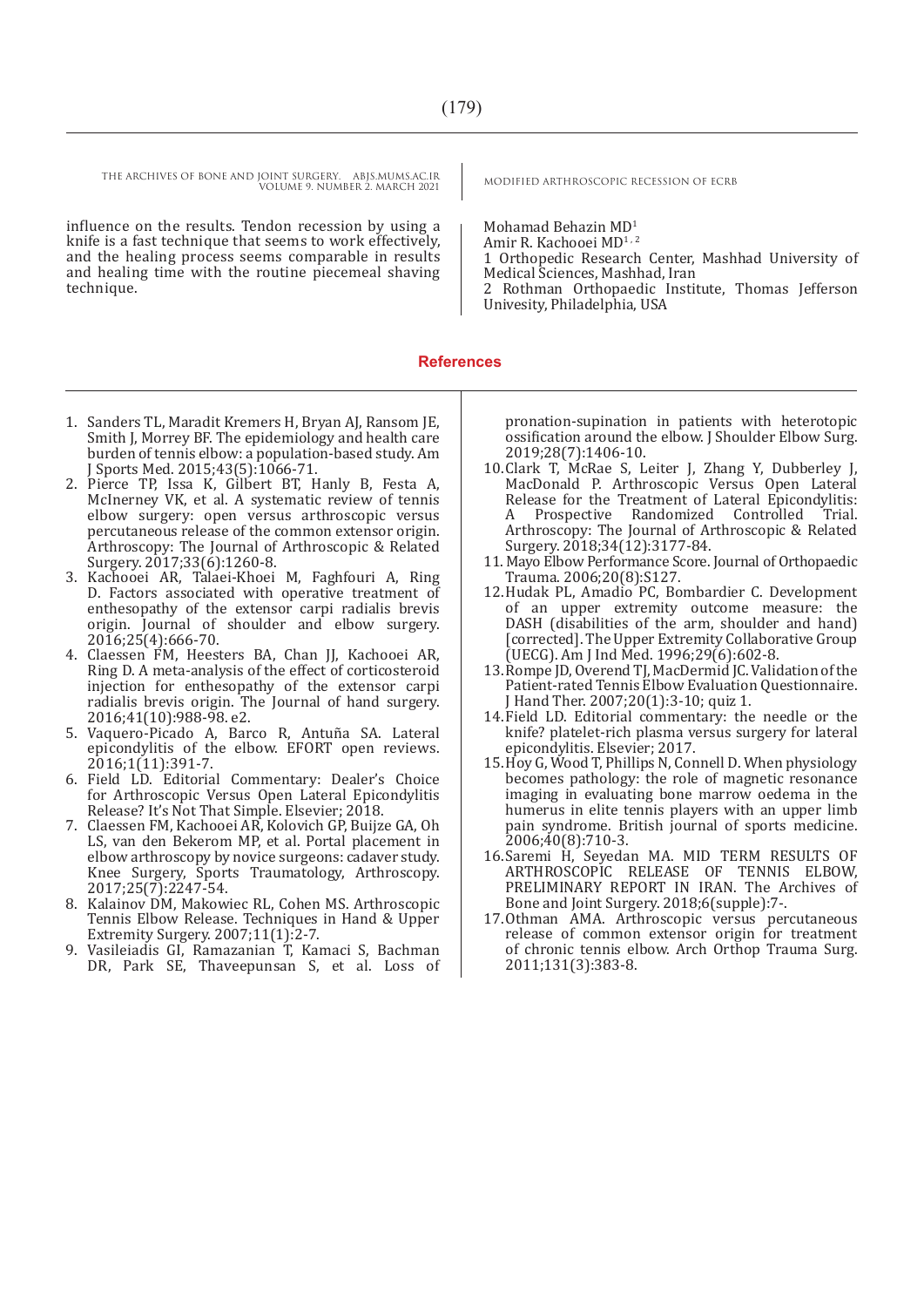influence on the results. Tendon recession by using a knife is a fast technique that seems to work effectively, and the healing process seems comparable in results and healing time with the routine piecemeal shaving technique.

Mohamad Behazin MD[1]
Amir R. Kachooei MD[1, 2]
1 Orthopedic Research Center, Mashhad University of Medical Sciences, Mashhad, Iran
2 Rothman Orthopaedic Institute, Thomas Jefferson Univesity, Philadelphia, USA

## References

1. Sanders TL, Maradit Kremers H, Bryan AJ, Ransom JE, Smith J, Morrey BF. The epidemiology and health care burden of tennis elbow: a population-based study. Am J Sports Med. 2015;43(5):1066-71.
2. Pierce TP, Issa K, Gilbert BT, Hanly B, Festa A, McInerney VK, et al. A systematic review of tennis elbow surgery: open versus arthroscopic versus percutaneous release of the common extensor origin. Arthroscopy: The Journal of Arthroscopic & Related Surgery. 2017;33(6):1260-8.
3. Kachooei AR, Talaei-Khoei M, Faghfouri A, Ring D. Factors associated with operative treatment of enthesopathy of the extensor carpi radialis brevis origin. Journal of shoulder and elbow surgery. 2016;25(4):666-70.
4. Claessen FM, Heesters BA, Chan JJ, Kachooei AR, Ring D. A meta-analysis of the effect of corticosteroid injection for enthesopathy of the extensor carpi radialis brevis origin. The Journal of hand surgery. 2016;41(10):988-98. e2.
5. Vaquero-Picado A, Barco R, Antuña SA. Lateral epicondylitis of the elbow. EFORT open reviews. 2016;1(11):391-7.
6. Field LD. Editorial Commentary: Dealer's Choice for Arthroscopic Versus Open Lateral Epicondylitis Release? It's Not That Simple. Elsevier; 2018.
7. Claessen FM, Kachooei AR, Kolovich GP, Buijze GA, Oh LS, van den Bekerom MP, et al. Portal placement in elbow arthroscopy by novice surgeons: cadaver study. Knee Surgery, Sports Traumatology, Arthroscopy. 2017;25(7):2247-54.
8. Kalainov DM, Makowiec RL, Cohen MS. Arthroscopic Tennis Elbow Release. Techniques in Hand & Upper Extremity Surgery. 2007;11(1):2-7.
9. Vasileiadis GI, Ramazanian T, Kamaci S, Bachman DR, Park SE, Thaveepunsan S, et al. Loss of pronation-supination in patients with heterotopic ossification around the elbow. J Shoulder Elbow Surg. 2019;28(7):1406-10.
10. Clark T, McRae S, Leiter J, Zhang Y, Dubberley J, MacDonald P. Arthroscopic Versus Open Lateral Release for the Treatment of Lateral Epicondylitis: A Prospective Randomized Controlled Trial. Arthroscopy: The Journal of Arthroscopic & Related Surgery. 2018;34(12):3177-84.
11. Mayo Elbow Performance Score. Journal of Orthopaedic Trauma. 2006;20(8):S127.
12. Hudak PL, Amadio PC, Bombardier C. Development of an upper extremity outcome measure: the DASH (disabilities of the arm, shoulder and hand) [corrected]. The Upper Extremity Collaborative Group (UECG). Am J Ind Med. 1996;29(6):602-8.
13. Rompe JD, Overend TJ, MacDermid JC. Validation of the Patient-rated Tennis Elbow Evaluation Questionnaire. J Hand Ther. 2007;20(1):3-10; quiz 1.
14. Field LD. Editorial commentary: the needle or the knife? platelet-rich plasma versus surgery for lateral epicondylitis. Elsevier; 2017.
15. Hoy G, Wood T, Phillips N, Connell D. When physiology becomes pathology: the role of magnetic resonance imaging in evaluating bone marrow oedema in the humerus in elite tennis players with an upper limb pain syndrome. British journal of sports medicine. 2006;40(8):710-3.
16. Saremi H, Seyedan MA. MID TERM RESULTS OF ARTHROSCOPIC RELEASE OF TENNIS ELBOW, PRELIMINARY REPORT IN IRAN. The Archives of Bone and Joint Surgery. 2018;6(supple):7-.
17. Othman AMA. Arthroscopic versus percutaneous release of common extensor origin for treatment of chronic tennis elbow. Arch Orthop Trauma Surg. 2011;131(3):383-8.